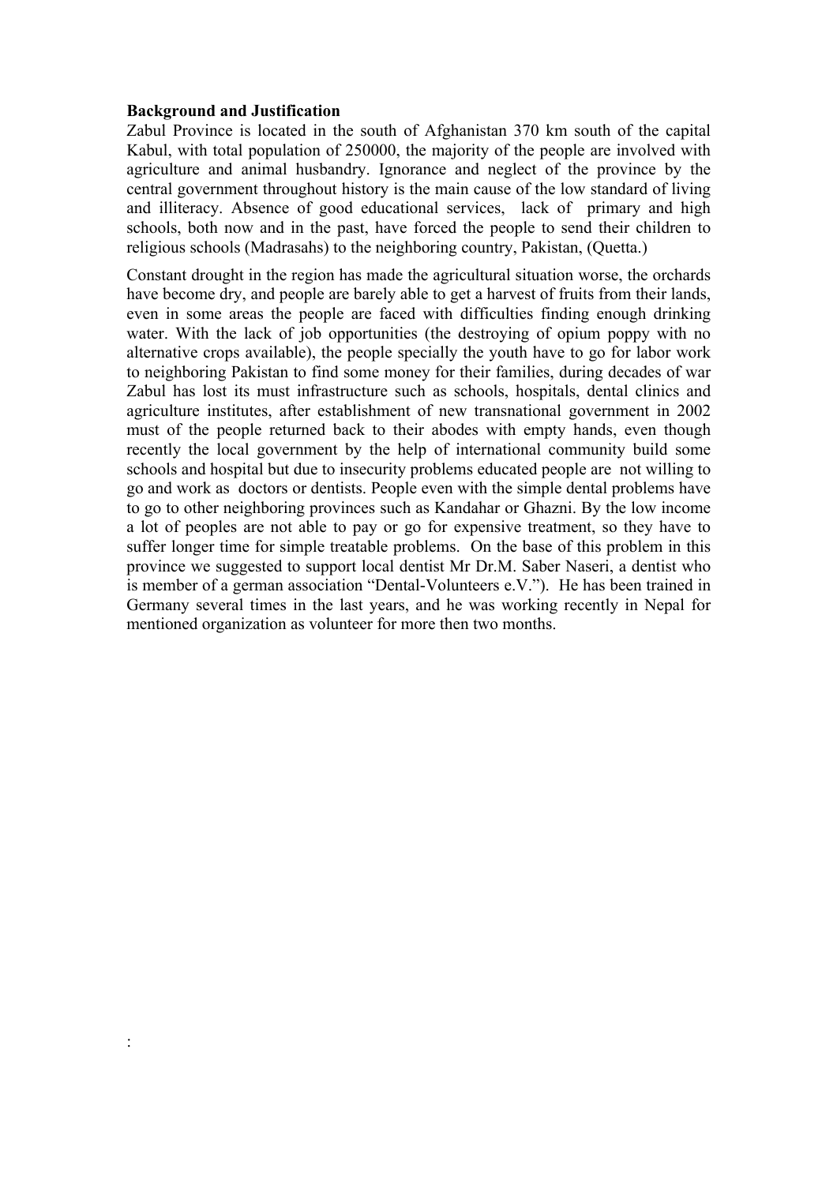**Background and Justification**

Zabul Province is located in the south of Afghanistan 370 km south of the capital Kabul, with total population of 250000, the majority of the people are involved with agriculture and animal husbandry. Ignorance and neglect of the province by the central government throughout history is the main cause of the low standard of living and illiteracy. Absence of good educational services, lack of primary and high schools, both now and in the past, have forced the people to send their children to religious schools (Madrasahs) to the neighboring country, Pakistan, (Quetta.)

Constant drought in the region has made the agricultural situation worse, the orchards have become dry, and people are barely able to get a harvest of fruits from their lands, even in some areas the people are faced with difficulties finding enough drinking water. With the lack of job opportunities (the destroying of opium poppy with no alternative crops available), the people specially the youth have to go for labor work to neighboring Pakistan to find some money for their families, during decades of war Zabul has lost its must infrastructure such as schools, hospitals, dental clinics and agriculture institutes, after establishment of new transnational government in 2002 must of the people returned back to their abodes with empty hands, even though recently the local government by the help of international community build some schools and hospital but due to insecurity problems educated people are not willing to go and work as doctors or dentists. People even with the simple dental problems have to go to other neighboring provinces such as Kandahar or Ghazni. By the low income a lot of peoples are not able to pay or go for expensive treatment, so they have to suffer longer time for simple treatable problems. On the base of this problem in this province we suggested to support local dentist Mr Dr.M. Saber Naseri, a dentist who is member of a german association "Dental-Volunteers e.V."). He has been trained in Germany several times in the last years, and he was working recently in Nepal for mentioned organization as volunteer for more then two months.

: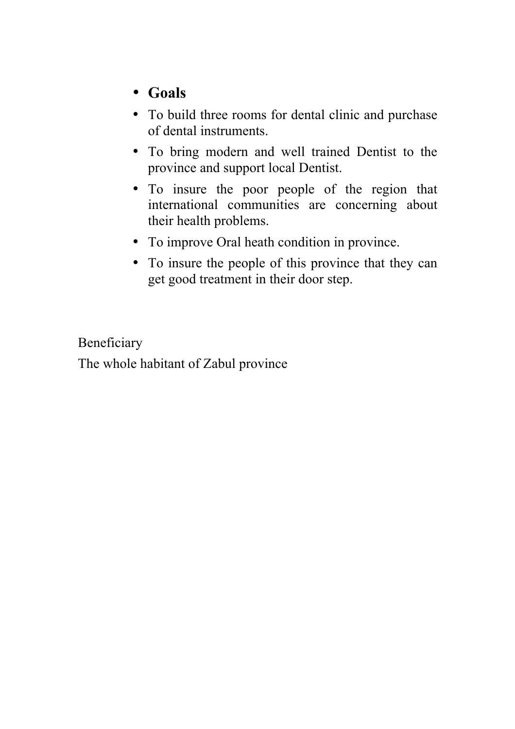- **Goals**
- To build three rooms for dental clinic and purchase of dental instruments.
- To bring modern and well trained Dentist to the province and support local Dentist.
- To insure the poor people of the region that international communities are concerning about their health problems.
- To improve Oral heath condition in province.
- To insure the people of this province that they can get good treatment in their door step.

Beneficiary

The whole habitant of Zabul province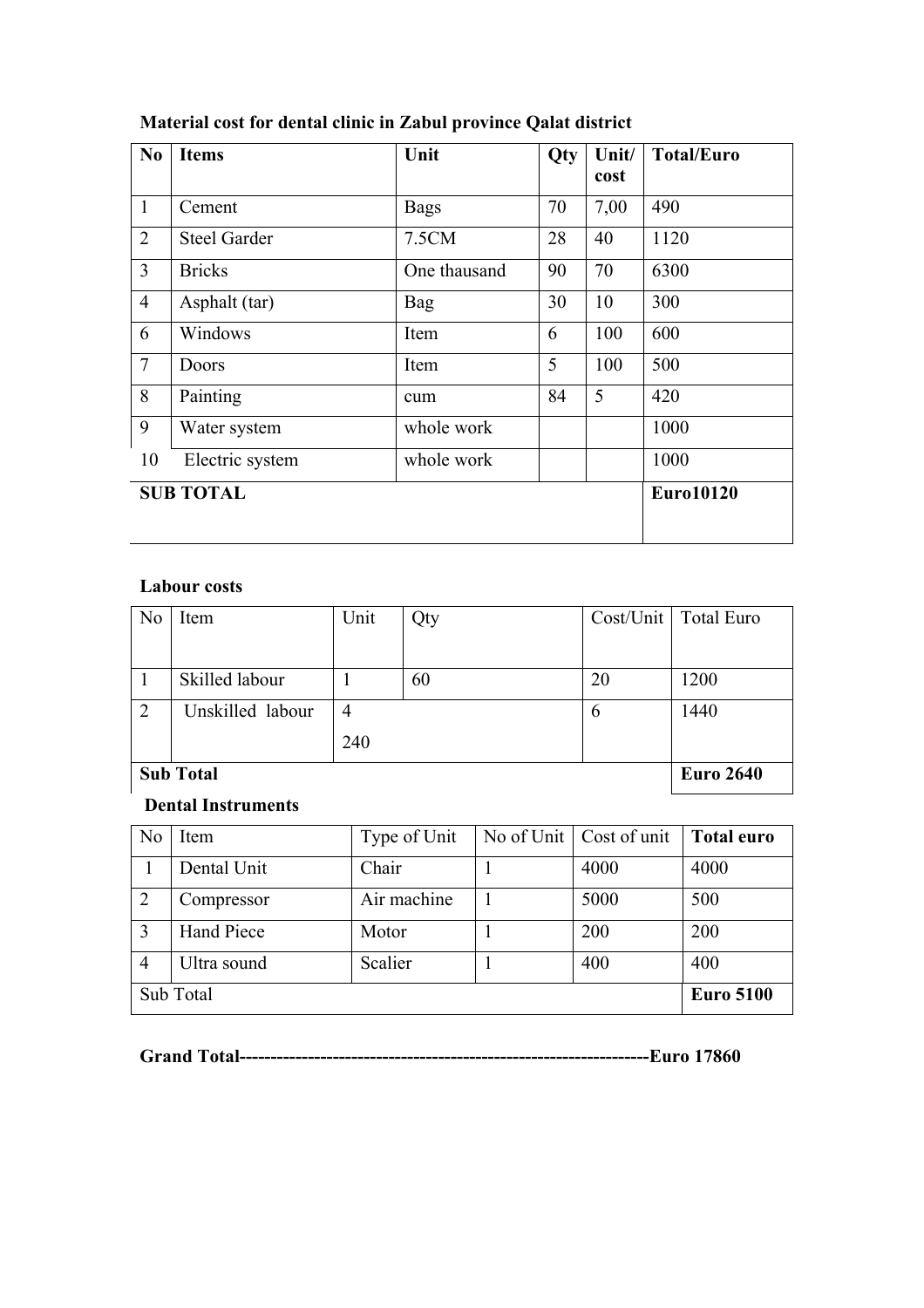**Material cost for dental clinic in Zabul province Qalat district**

| No | Items | Unit | Qty | Unit/ cost | Total/Euro |
|---|---|---|---|---|---|
| 1 | Cement | Bags | 70 | 7,00 | 490 |
| 2 | Steel Garder | 7.5CM | 28 | 40 | 1120 |
| 3 | Bricks | One thausand | 90 | 70 | 6300 |
| 4 | Asphalt (tar) | Bag | 30 | 10 | 300 |
| 6 | Windows | Item | 6 | 100 | 600 |
| 7 | Doors | Item | 5 | 100 | 500 |
| 8 | Painting | cum | 84 | 5 | 420 |
| 9 | Water system | whole work | | | 1000 |
| 10 | Electric system | whole work | | | 1000 |
| **SUB TOTAL** | | | | | **Euro10120** |

**Labour costs**

| No | Item | Unit | Qty | Cost/Unit | Total Euro |
|---|---|---|---|---|---|
| 1 | Skilled labour | 1 | 60 | 20 | 1200 |
| 2 | Unskilled labour | 4 240 | | 6 | 1440 |
| **Sub Total** | | | | | **Euro 2640** |

**Dental Instruments**

| No | Item | Type of Unit | No of Unit | Cost of unit | **Total euro** |
|---|---|---|---|---|---|
| 1 | Dental Unit | Chair | 1 | 4000 | 4000 |
| 2 | Compressor | Air machine | 1 | 5000 | 500 |
| 3 | Hand Piece | Motor | 1 | 200 | 200 |
| 4 | Ultra sound | Scalier | 1 | 400 | 400 |
| Sub Total | | | | | **Euro 5100** |

**Grand Total------------------------------------------------------------------Euro 17860**